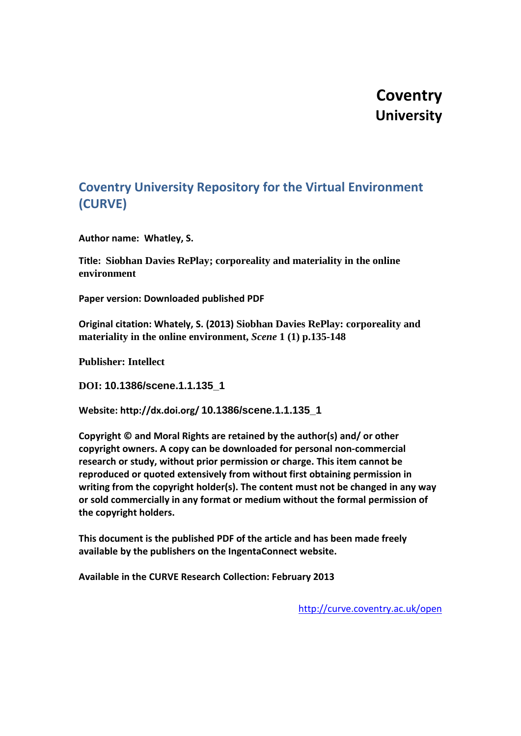# Coventry University

## Coventry University Repository for the Virtual Environment (CURVE)

**Author name: Whatley, S.**

**Title: Siobhan Davies RePlay; corporeality and materiality in the online environment**

**Paper version: Downloaded published PDF**

**Original citation: Whately, S. (2013) Siobhan Davies RePlay: corporeality and materiality in the online environment, *Scene* 1 (1) p.135-148**

**Publisher: Intellect**

**DOI: 10.1386/scene.1.1.135_1**

**Website: http://dx.doi.org/ 10.1386/scene.1.1.135_1**

**Copyright © and Moral Rights are retained by the author(s) and/ or other copyright owners. A copy can be downloaded for personal non-commercial research or study, without prior permission or charge. This item cannot be reproduced or quoted extensively from without first obtaining permission in writing from the copyright holder(s). The content must not be changed in any way or sold commercially in any format or medium without the formal permission of the copyright holders.**

**This document is the published PDF of the article and has been made freely available by the publishers on the IngentaConnect website.**

**Available in the CURVE Research Collection: February 2013**

http://curve.coventry.ac.uk/open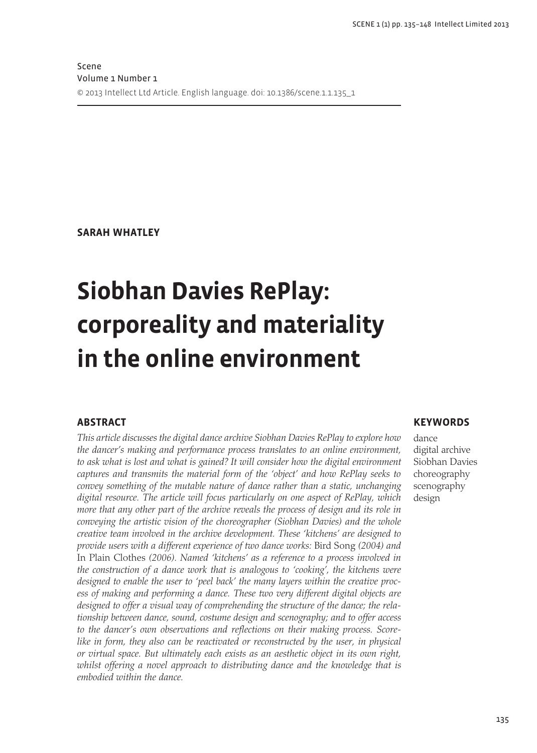Scene
Volume 1 Number 1
© 2013 Intellect Ltd Article. English language. doi: 10.1386/scene.1.1.135_1

**SARAH WHATLEY**

# Siobhan Davies RePlay: corporeality and materiality in the online environment

## ABSTRACT

*This article discusses the digital dance archive Siobhan Davies RePlay to explore how the dancer's making and performance process translates to an online environment, to ask what is lost and what is gained? It will consider how the digital environment captures and transmits the material form of the 'object' and how RePlay seeks to convey something of the mutable nature of dance rather than a static, unchanging digital resource. The article will focus particularly on one aspect of RePlay, which more that any other part of the archive reveals the process of design and its role in conveying the artistic vision of the choreographer (Siobhan Davies) and the whole creative team involved in the archive development. These 'kitchens' are designed to provide users with a different experience of two dance works:* Bird Song *(2004) and* In Plain Clothes *(2006). Named 'kitchens' as a reference to a process involved in the construction of a dance work that is analogous to 'cooking', the kitchens were designed to enable the user to 'peel back' the many layers within the creative process of making and performing a dance. These two very different digital objects are designed to offer a visual way of comprehending the structure of the dance; the relationship between dance, sound, costume design and scenography; and to offer access to the dancer's own observations and reflections on their making process. Score-like in form, they also can be reactivated or reconstructed by the user, in physical or virtual space. But ultimately each exists as an aesthetic object in its own right, whilst offering a novel approach to distributing dance and the knowledge that is embodied within the dance.*

## KEYWORDS

dance
digital archive
Siobhan Davies
choreography
scenography
design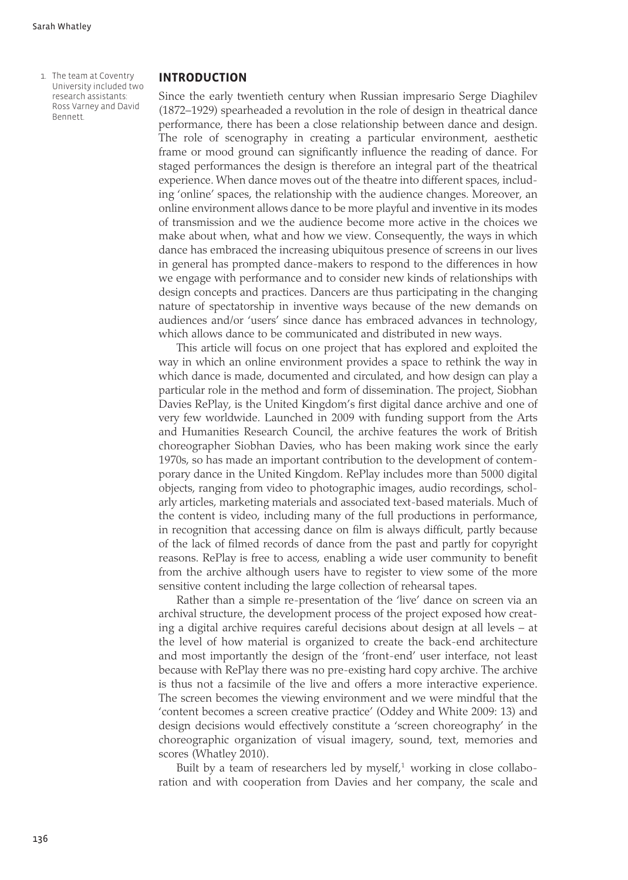## INTRODUCTION

Since the early twentieth century when Russian impresario Serge Diaghilev (1872–1929) spearheaded a revolution in the role of design in theatrical dance performance, there has been a close relationship between dance and design. The role of scenography in creating a particular environment, aesthetic frame or mood ground can significantly influence the reading of dance. For staged performances the design is therefore an integral part of the theatrical experience. When dance moves out of the theatre into different spaces, including 'online' spaces, the relationship with the audience changes. Moreover, an online environment allows dance to be more playful and inventive in its modes of transmission and we the audience become more active in the choices we make about when, what and how we view. Consequently, the ways in which dance has embraced the increasing ubiquitous presence of screens in our lives in general has prompted dance-makers to respond to the differences in how we engage with performance and to consider new kinds of relationships with design concepts and practices. Dancers are thus participating in the changing nature of spectatorship in inventive ways because of the new demands on audiences and/or 'users' since dance has embraced advances in technology, which allows dance to be communicated and distributed in new ways.

This article will focus on one project that has explored and exploited the way in which an online environment provides a space to rethink the way in which dance is made, documented and circulated, and how design can play a particular role in the method and form of dissemination. The project, Siobhan Davies RePlay, is the United Kingdom's first digital dance archive and one of very few worldwide. Launched in 2009 with funding support from the Arts and Humanities Research Council, the archive features the work of British choreographer Siobhan Davies, who has been making work since the early 1970s, so has made an important contribution to the development of contemporary dance in the United Kingdom. RePlay includes more than 5000 digital objects, ranging from video to photographic images, audio recordings, scholarly articles, marketing materials and associated text-based materials. Much of the content is video, including many of the full productions in performance, in recognition that accessing dance on film is always difficult, partly because of the lack of filmed records of dance from the past and partly for copyright reasons. RePlay is free to access, enabling a wide user community to benefit from the archive although users have to register to view some of the more sensitive content including the large collection of rehearsal tapes.

Rather than a simple re-presentation of the 'live' dance on screen via an archival structure, the development process of the project exposed how creating a digital archive requires careful decisions about design at all levels – at the level of how material is organized to create the back-end architecture and most importantly the design of the 'front-end' user interface, not least because with RePlay there was no pre-existing hard copy archive. The archive is thus not a facsimile of the live and offers a more interactive experience. The screen becomes the viewing environment and we were mindful that the 'content becomes a screen creative practice' (Oddey and White 2009: 13) and design decisions would effectively constitute a 'screen choreography' in the choreographic organization of visual imagery, sound, text, memories and scores (Whatley 2010).

Built by a team of researchers led by myself,[1] working in close collaboration and with cooperation from Davies and her company, the scale and

1. The team at Coventry University included two research assistants: Ross Varney and David Bennett.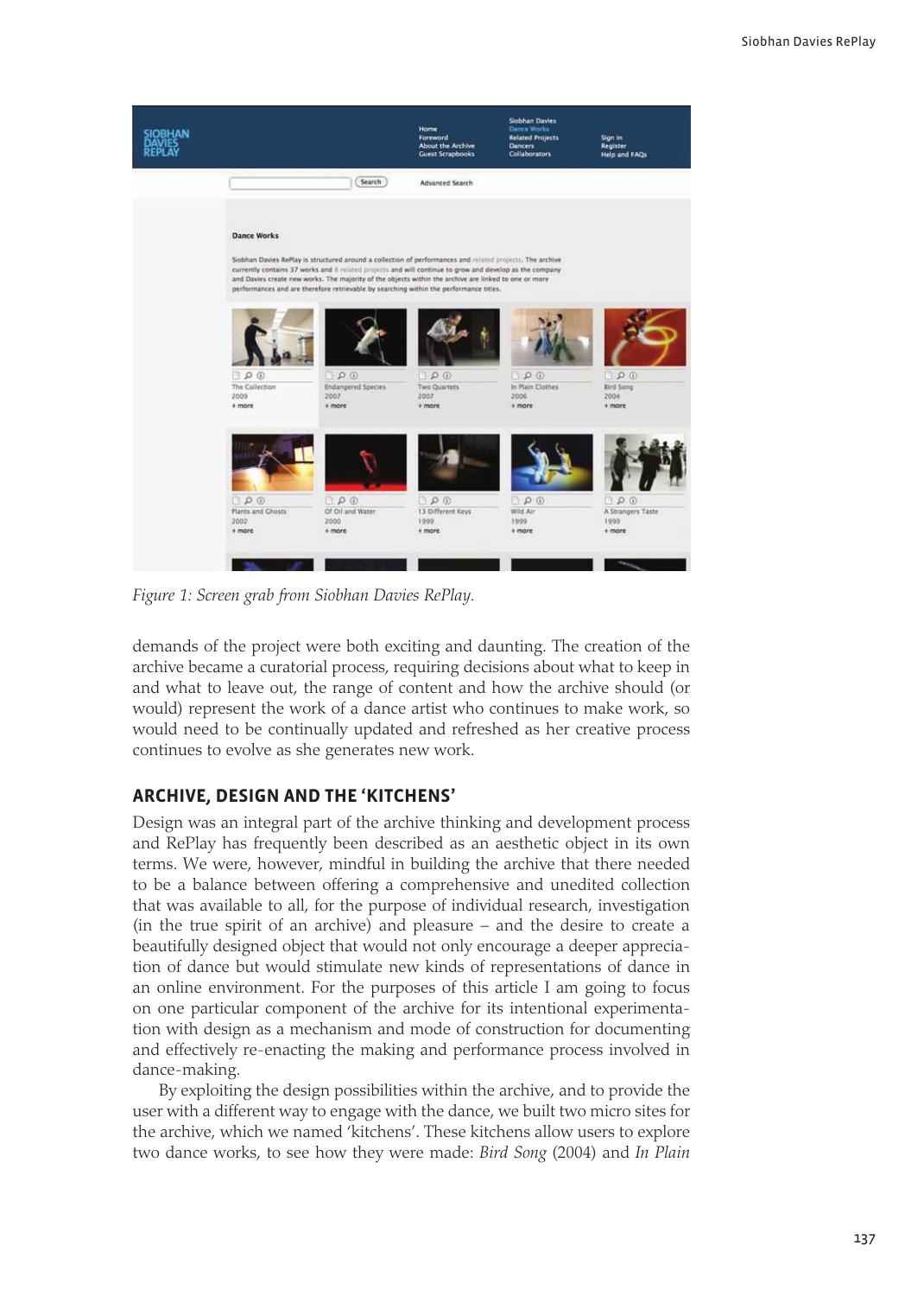*Figure 1: Screen grab from Siobhan Davies RePlay.*

demands of the project were both exciting and daunting. The creation of the archive became a curatorial process, requiring decisions about what to keep in and what to leave out, the range of content and how the archive should (or would) represent the work of a dance artist who continues to make work, so would need to be continually updated and refreshed as her creative process continues to evolve as she generates new work.

## ARCHIVE, DESIGN AND THE 'KITCHENS'

Design was an integral part of the archive thinking and development process and RePlay has frequently been described as an aesthetic object in its own terms. We were, however, mindful in building the archive that there needed to be a balance between offering a comprehensive and unedited collection that was available to all, for the purpose of individual research, investigation (in the true spirit of an archive) and pleasure – and the desire to create a beautifully designed object that would not only encourage a deeper appreciation of dance but would stimulate new kinds of representations of dance in an online environment. For the purposes of this article I am going to focus on one particular component of the archive for its intentional experimentation with design as a mechanism and mode of construction for documenting and effectively re-enacting the making and performance process involved in dance-making.

By exploiting the design possibilities within the archive, and to provide the user with a different way to engage with the dance, we built two micro sites for the archive, which we named 'kitchens'. These kitchens allow users to explore two dance works, to see how they were made: *Bird Song* (2004) and *In Plain*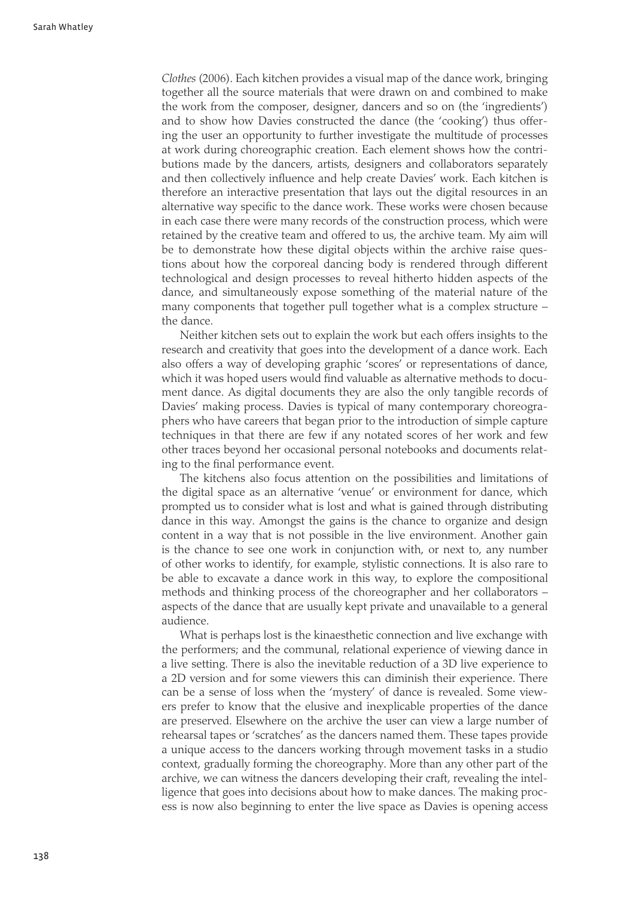*Clothes* (2006). Each kitchen provides a visual map of the dance work, bringing together all the source materials that were drawn on and combined to make the work from the composer, designer, dancers and so on (the 'ingredients') and to show how Davies constructed the dance (the 'cooking') thus offering the user an opportunity to further investigate the multitude of processes at work during choreographic creation. Each element shows how the contributions made by the dancers, artists, designers and collaborators separately and then collectively influence and help create Davies' work. Each kitchen is therefore an interactive presentation that lays out the digital resources in an alternative way specific to the dance work. These works were chosen because in each case there were many records of the construction process, which were retained by the creative team and offered to us, the archive team. My aim will be to demonstrate how these digital objects within the archive raise questions about how the corporeal dancing body is rendered through different technological and design processes to reveal hitherto hidden aspects of the dance, and simultaneously expose something of the material nature of the many components that together pull together what is a complex structure – the dance.

Neither kitchen sets out to explain the work but each offers insights to the research and creativity that goes into the development of a dance work. Each also offers a way of developing graphic 'scores' or representations of dance, which it was hoped users would find valuable as alternative methods to document dance. As digital documents they are also the only tangible records of Davies' making process. Davies is typical of many contemporary choreographers who have careers that began prior to the introduction of simple capture techniques in that there are few if any notated scores of her work and few other traces beyond her occasional personal notebooks and documents relating to the final performance event.

The kitchens also focus attention on the possibilities and limitations of the digital space as an alternative 'venue' or environment for dance, which prompted us to consider what is lost and what is gained through distributing dance in this way. Amongst the gains is the chance to organize and design content in a way that is not possible in the live environment. Another gain is the chance to see one work in conjunction with, or next to, any number of other works to identify, for example, stylistic connections. It is also rare to be able to excavate a dance work in this way, to explore the compositional methods and thinking process of the choreographer and her collaborators – aspects of the dance that are usually kept private and unavailable to a general audience.

What is perhaps lost is the kinaesthetic connection and live exchange with the performers; and the communal, relational experience of viewing dance in a live setting. There is also the inevitable reduction of a 3D live experience to a 2D version and for some viewers this can diminish their experience. There can be a sense of loss when the 'mystery' of dance is revealed. Some viewers prefer to know that the elusive and inexplicable properties of the dance are preserved. Elsewhere on the archive the user can view a large number of rehearsal tapes or 'scratches' as the dancers named them. These tapes provide a unique access to the dancers working through movement tasks in a studio context, gradually forming the choreography. More than any other part of the archive, we can witness the dancers developing their craft, revealing the intelligence that goes into decisions about how to make dances. The making process is now also beginning to enter the live space as Davies is opening access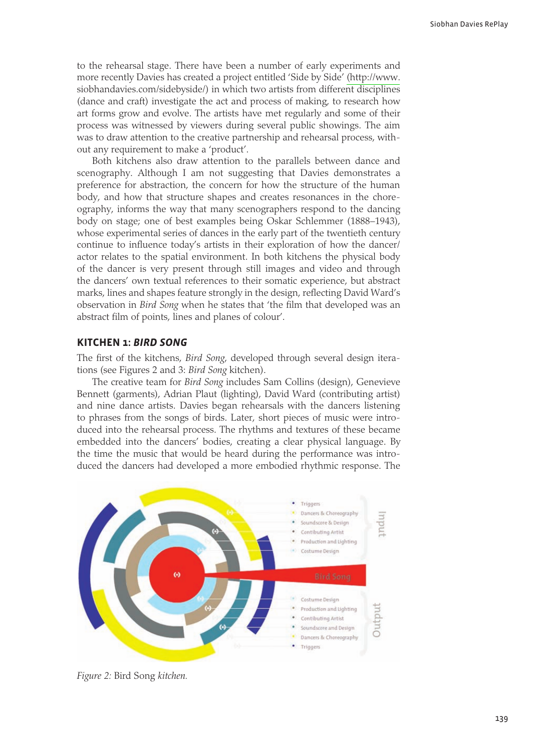to the rehearsal stage. There have been a number of early experiments and more recently Davies has created a project entitled 'Side by Side' (http://www.siobhandavies.com/sidebyside/) in which two artists from different disciplines (dance and craft) investigate the act and process of making, to research how art forms grow and evolve. The artists have met regularly and some of their process was witnessed by viewers during several public showings. The aim was to draw attention to the creative partnership and rehearsal process, without any requirement to make a 'product'.

Both kitchens also draw attention to the parallels between dance and scenography. Although I am not suggesting that Davies demonstrates a preference for abstraction, the concern for how the structure of the human body, and how that structure shapes and creates resonances in the choreography, informs the way that many scenographers respond to the dancing body on stage; one of best examples being Oskar Schlemmer (1888–1943), whose experimental series of dances in the early part of the twentieth century continue to influence today's artists in their exploration of how the dancer/actor relates to the spatial environment. In both kitchens the physical body of the dancer is very present through still images and video and through the dancers' own textual references to their somatic experience, but abstract marks, lines and shapes feature strongly in the design, reflecting David Ward's observation in *Bird Song* when he states that 'the film that developed was an abstract film of points, lines and planes of colour'.

## KITCHEN 1: *BIRD SONG*

The first of the kitchens, *Bird Song*, developed through several design iterations (see Figures 2 and 3: *Bird Song* kitchen).

The creative team for *Bird Song* includes Sam Collins (design), Genevieve Bennett (garments), Adrian Plaut (lighting), David Ward (contributing artist) and nine dance artists. Davies began rehearsals with the dancers listening to phrases from the songs of birds. Later, short pieces of music were introduced into the rehearsal process. The rhythms and textures of these became embedded into the dancers' bodies, creating a clear physical language. By the time the music that would be heard during the performance was introduced the dancers had developed a more embodied rhythmic response. The

*Figure 2:* Bird Song *kitchen.*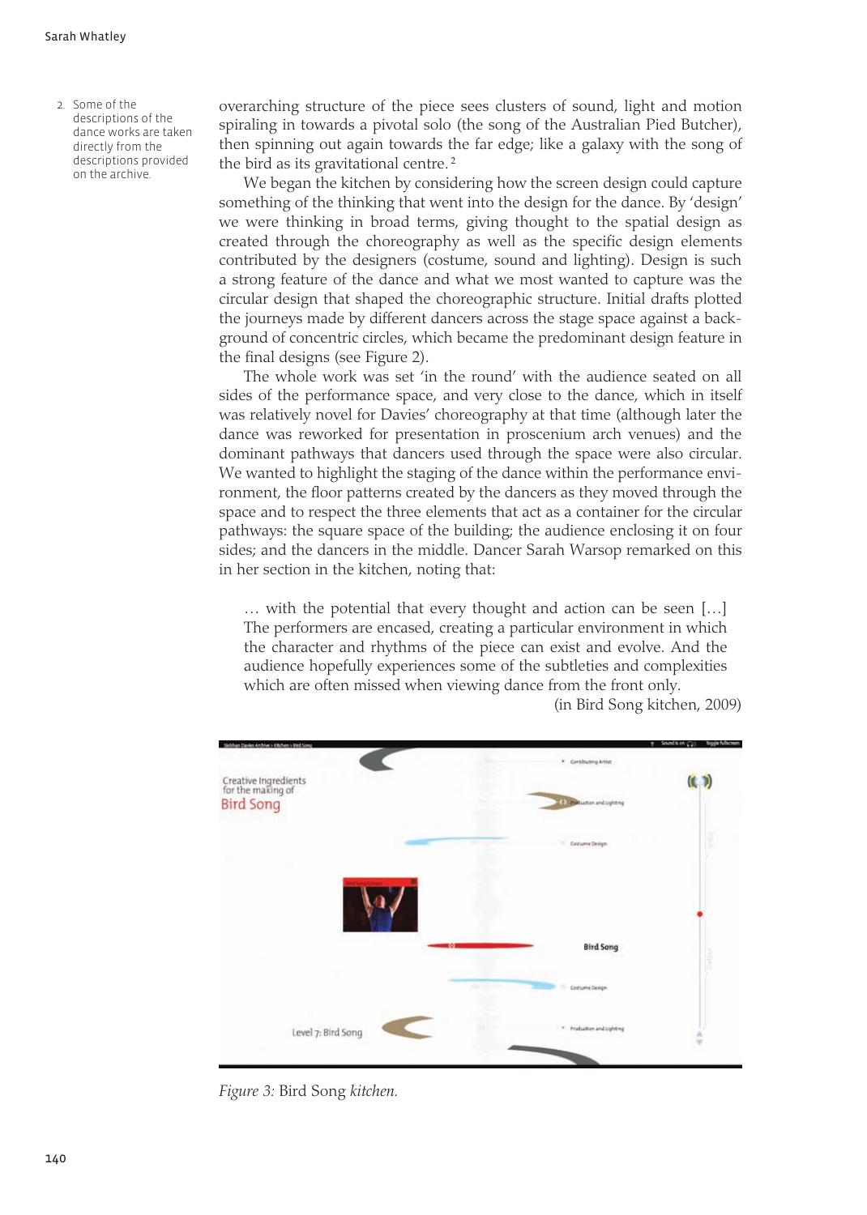overarching structure of the piece sees clusters of sound, light and motion spiraling in towards a pivotal solo (the song of the Australian Pied Butcher), then spinning out again towards the far edge; like a galaxy with the song of the bird as its gravitational centre.[2]

We began the kitchen by considering how the screen design could capture something of the thinking that went into the design for the dance. By 'design' we were thinking in broad terms, giving thought to the spatial design as created through the choreography as well as the specific design elements contributed by the designers (costume, sound and lighting). Design is such a strong feature of the dance and what we most wanted to capture was the circular design that shaped the choreographic structure. Initial drafts plotted the journeys made by different dancers across the stage space against a background of concentric circles, which became the predominant design feature in the final designs (see Figure 2).

The whole work was set 'in the round' with the audience seated on all sides of the performance space, and very close to the dance, which in itself was relatively novel for Davies' choreography at that time (although later the dance was reworked for presentation in proscenium arch venues) and the dominant pathways that dancers used through the space were also circular. We wanted to highlight the staging of the dance within the performance environment, the floor patterns created by the dancers as they moved through the space and to respect the three elements that act as a container for the circular pathways: the square space of the building; the audience enclosing it on four sides; and the dancers in the middle. Dancer Sarah Warsop remarked on this in her section in the kitchen, noting that:

> … with the potential that every thought and action can be seen […] The performers are encased, creating a particular environment in which the character and rhythms of the piece can exist and evolve. And the audience hopefully experiences some of the subtleties and complexities which are often missed when viewing dance from the front only.
>
> (in Bird Song kitchen, 2009)

*Figure 3:* Bird Song *kitchen.*

2. Some of the descriptions of the dance works are taken directly from the descriptions provided on the archive.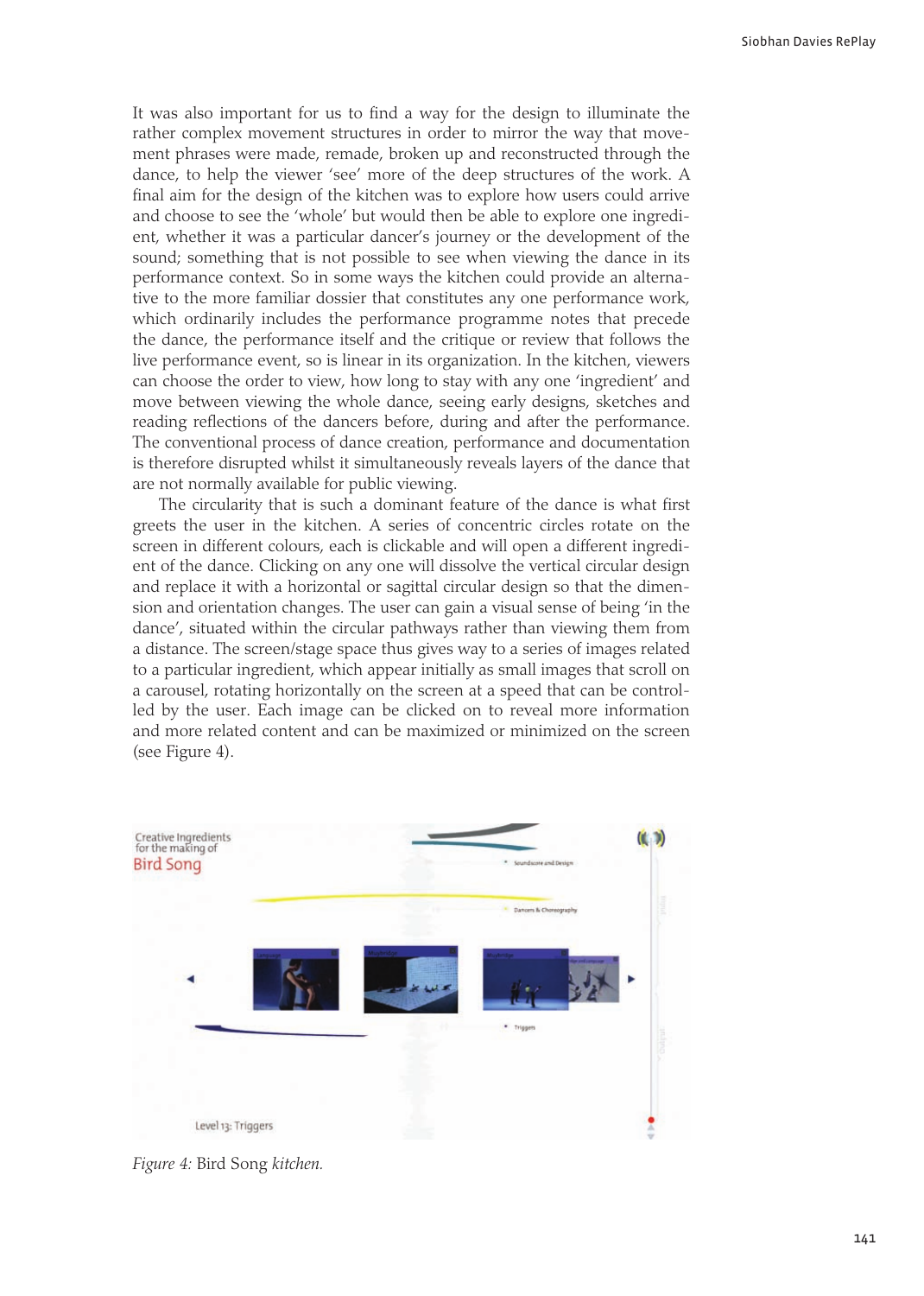It was also important for us to find a way for the design to illuminate the rather complex movement structures in order to mirror the way that movement phrases were made, remade, broken up and reconstructed through the dance, to help the viewer 'see' more of the deep structures of the work. A final aim for the design of the kitchen was to explore how users could arrive and choose to see the 'whole' but would then be able to explore one ingredient, whether it was a particular dancer's journey or the development of the sound; something that is not possible to see when viewing the dance in its performance context. So in some ways the kitchen could provide an alternative to the more familiar dossier that constitutes any one performance work, which ordinarily includes the performance programme notes that precede the dance, the performance itself and the critique or review that follows the live performance event, so is linear in its organization. In the kitchen, viewers can choose the order to view, how long to stay with any one 'ingredient' and move between viewing the whole dance, seeing early designs, sketches and reading reflections of the dancers before, during and after the performance. The conventional process of dance creation, performance and documentation is therefore disrupted whilst it simultaneously reveals layers of the dance that are not normally available for public viewing.

The circularity that is such a dominant feature of the dance is what first greets the user in the kitchen. A series of concentric circles rotate on the screen in different colours, each is clickable and will open a different ingredient of the dance. Clicking on any one will dissolve the vertical circular design and replace it with a horizontal or sagittal circular design so that the dimension and orientation changes. The user can gain a visual sense of being 'in the dance', situated within the circular pathways rather than viewing them from a distance. The screen/stage space thus gives way to a series of images related to a particular ingredient, which appear initially as small images that scroll on a carousel, rotating horizontally on the screen at a speed that can be controlled by the user. Each image can be clicked on to reveal more information and more related content and can be maximized or minimized on the screen (see Figure 4).

*Figure 4:* Bird Song *kitchen.*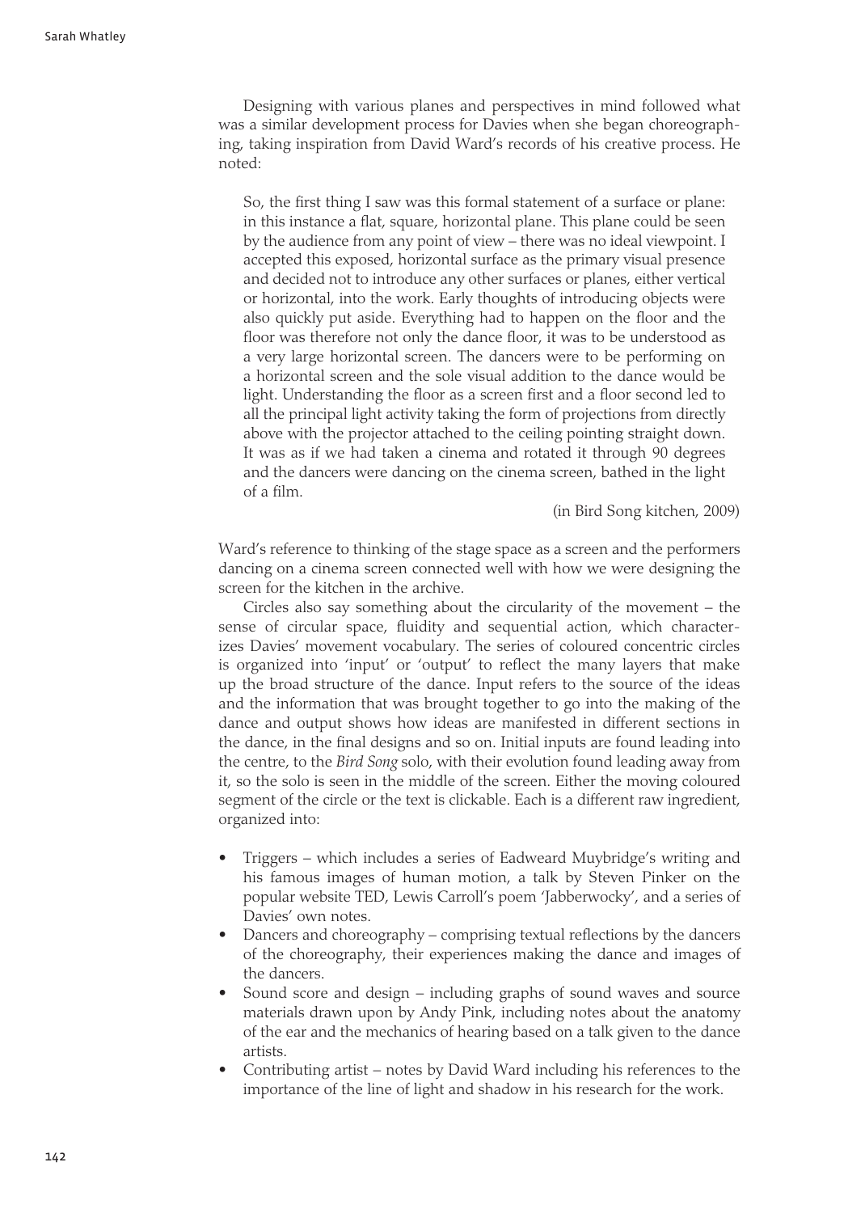Designing with various planes and perspectives in mind followed what was a similar development process for Davies when she began choreographing, taking inspiration from David Ward's records of his creative process. He noted:

> So, the first thing I saw was this formal statement of a surface or plane: in this instance a flat, square, horizontal plane. This plane could be seen by the audience from any point of view – there was no ideal viewpoint. I accepted this exposed, horizontal surface as the primary visual presence and decided not to introduce any other surfaces or planes, either vertical or horizontal, into the work. Early thoughts of introducing objects were also quickly put aside. Everything had to happen on the floor and the floor was therefore not only the dance floor, it was to be understood as a very large horizontal screen. The dancers were to be performing on a horizontal screen and the sole visual addition to the dance would be light. Understanding the floor as a screen first and a floor second led to all the principal light activity taking the form of projections from directly above with the projector attached to the ceiling pointing straight down. It was as if we had taken a cinema and rotated it through 90 degrees and the dancers were dancing on the cinema screen, bathed in the light of a film.
>
> (in Bird Song kitchen, 2009)

Ward's reference to thinking of the stage space as a screen and the performers dancing on a cinema screen connected well with how we were designing the screen for the kitchen in the archive.

Circles also say something about the circularity of the movement – the sense of circular space, fluidity and sequential action, which characterizes Davies' movement vocabulary. The series of coloured concentric circles is organized into 'input' or 'output' to reflect the many layers that make up the broad structure of the dance. Input refers to the source of the ideas and the information that was brought together to go into the making of the dance and output shows how ideas are manifested in different sections in the dance, in the final designs and so on. Initial inputs are found leading into the centre, to the *Bird Song* solo, with their evolution found leading away from it, so the solo is seen in the middle of the screen. Either the moving coloured segment of the circle or the text is clickable. Each is a different raw ingredient, organized into:

- Triggers – which includes a series of Eadweard Muybridge's writing and his famous images of human motion, a talk by Steven Pinker on the popular website TED, Lewis Carroll's poem 'Jabberwocky', and a series of Davies' own notes.
- Dancers and choreography – comprising textual reflections by the dancers of the choreography, their experiences making the dance and images of the dancers.
- Sound score and design – including graphs of sound waves and source materials drawn upon by Andy Pink, including notes about the anatomy of the ear and the mechanics of hearing based on a talk given to the dance artists.
- Contributing artist – notes by David Ward including his references to the importance of the line of light and shadow in his research for the work.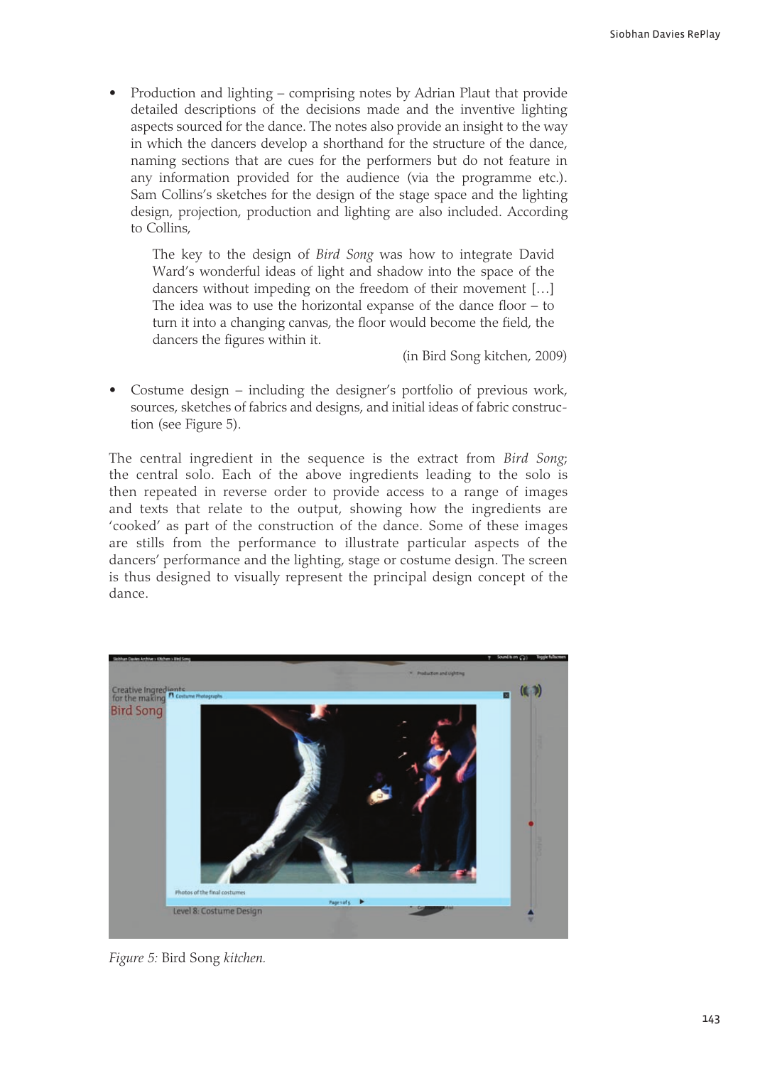- Production and lighting – comprising notes by Adrian Plaut that provide detailed descriptions of the decisions made and the inventive lighting aspects sourced for the dance. The notes also provide an insight to the way in which the dancers develop a shorthand for the structure of the dance, naming sections that are cues for the performers but do not feature in any information provided for the audience (via the programme etc.). Sam Collins's sketches for the design of the stage space and the lighting design, projection, production and lighting are also included. According to Collins,

> The key to the design of *Bird Song* was how to integrate David Ward's wonderful ideas of light and shadow into the space of the dancers without impeding on the freedom of their movement […] The idea was to use the horizontal expanse of the dance floor – to turn it into a changing canvas, the floor would become the field, the dancers the figures within it.
>
> (in Bird Song kitchen, 2009)

- Costume design – including the designer's portfolio of previous work, sources, sketches of fabrics and designs, and initial ideas of fabric construction (see Figure 5).

The central ingredient in the sequence is the extract from *Bird Song*; the central solo. Each of the above ingredients leading to the solo is then repeated in reverse order to provide access to a range of images and texts that relate to the output, showing how the ingredients are 'cooked' as part of the construction of the dance. Some of these images are stills from the performance to illustrate particular aspects of the dancers' performance and the lighting, stage or costume design. The screen is thus designed to visually represent the principal design concept of the dance.

*Figure 5:* Bird Song *kitchen.*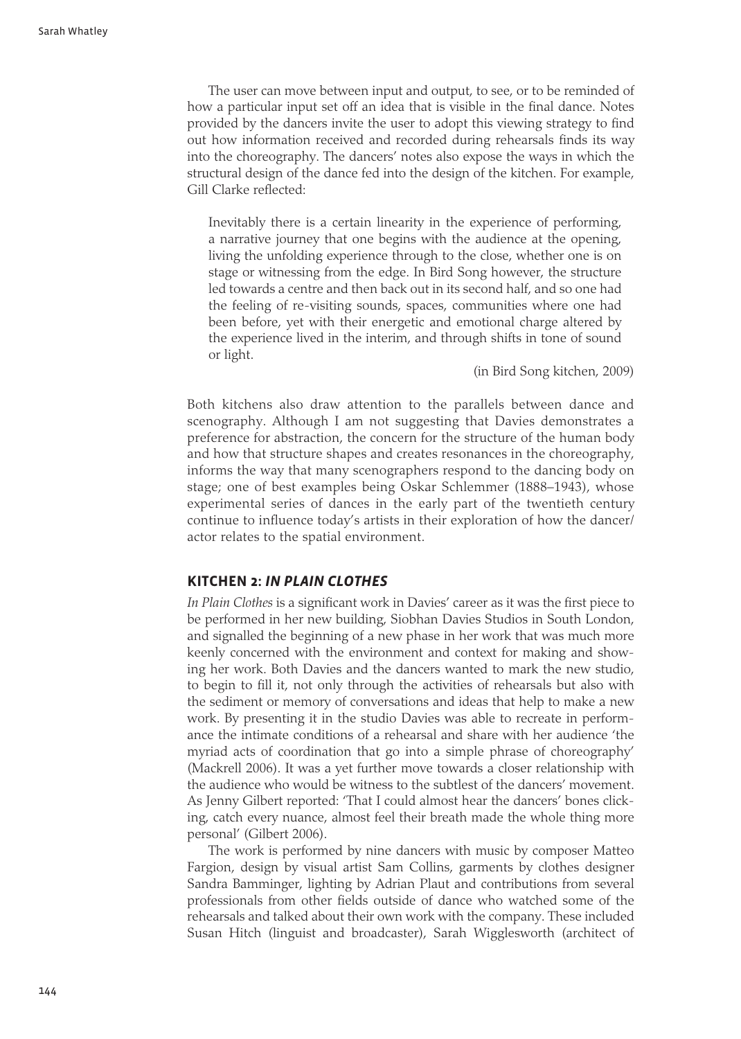The user can move between input and output, to see, or to be reminded of how a particular input set off an idea that is visible in the final dance. Notes provided by the dancers invite the user to adopt this viewing strategy to find out how information received and recorded during rehearsals finds its way into the choreography. The dancers' notes also expose the ways in which the structural design of the dance fed into the design of the kitchen. For example, Gill Clarke reflected:

> Inevitably there is a certain linearity in the experience of performing, a narrative journey that one begins with the audience at the opening, living the unfolding experience through to the close, whether one is on stage or witnessing from the edge. In Bird Song however, the structure led towards a centre and then back out in its second half, and so one had the feeling of re-visiting sounds, spaces, communities where one had been before, yet with their energetic and emotional charge altered by the experience lived in the interim, and through shifts in tone of sound or light.
>
> (in Bird Song kitchen, 2009)

Both kitchens also draw attention to the parallels between dance and scenography. Although I am not suggesting that Davies demonstrates a preference for abstraction, the concern for the structure of the human body and how that structure shapes and creates resonances in the choreography, informs the way that many scenographers respond to the dancing body on stage; one of best examples being Oskar Schlemmer (1888–1943), whose experimental series of dances in the early part of the twentieth century continue to influence today's artists in their exploration of how the dancer/actor relates to the spatial environment.

## KITCHEN 2: *IN PLAIN CLOTHES*

*In Plain Clothes* is a significant work in Davies' career as it was the first piece to be performed in her new building, Siobhan Davies Studios in South London, and signalled the beginning of a new phase in her work that was much more keenly concerned with the environment and context for making and showing her work. Both Davies and the dancers wanted to mark the new studio, to begin to fill it, not only through the activities of rehearsals but also with the sediment or memory of conversations and ideas that help to make a new work. By presenting it in the studio Davies was able to recreate in performance the intimate conditions of a rehearsal and share with her audience 'the myriad acts of coordination that go into a simple phrase of choreography' (Mackrell 2006). It was a yet further move towards a closer relationship with the audience who would be witness to the subtlest of the dancers' movement. As Jenny Gilbert reported: 'That I could almost hear the dancers' bones clicking, catch every nuance, almost feel their breath made the whole thing more personal' (Gilbert 2006).

The work is performed by nine dancers with music by composer Matteo Fargion, design by visual artist Sam Collins, garments by clothes designer Sandra Bamminger, lighting by Adrian Plaut and contributions from several professionals from other fields outside of dance who watched some of the rehearsals and talked about their own work with the company. These included Susan Hitch (linguist and broadcaster), Sarah Wigglesworth (architect of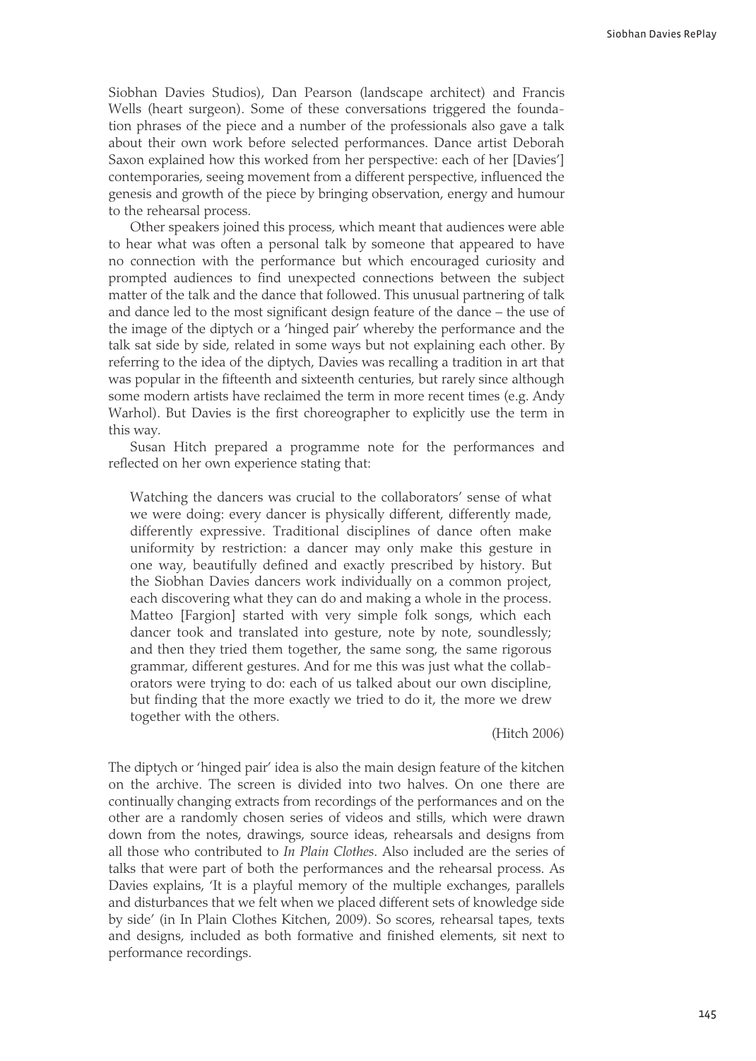Siobhan Davies Studios), Dan Pearson (landscape architect) and Francis Wells (heart surgeon). Some of these conversations triggered the foundation phrases of the piece and a number of the professionals also gave a talk about their own work before selected performances. Dance artist Deborah Saxon explained how this worked from her perspective: each of her [Davies'] contemporaries, seeing movement from a different perspective, influenced the genesis and growth of the piece by bringing observation, energy and humour to the rehearsal process.

Other speakers joined this process, which meant that audiences were able to hear what was often a personal talk by someone that appeared to have no connection with the performance but which encouraged curiosity and prompted audiences to find unexpected connections between the subject matter of the talk and the dance that followed. This unusual partnering of talk and dance led to the most significant design feature of the dance – the use of the image of the diptych or a 'hinged pair' whereby the performance and the talk sat side by side, related in some ways but not explaining each other. By referring to the idea of the diptych, Davies was recalling a tradition in art that was popular in the fifteenth and sixteenth centuries, but rarely since although some modern artists have reclaimed the term in more recent times (e.g. Andy Warhol). But Davies is the first choreographer to explicitly use the term in this way.

Susan Hitch prepared a programme note for the performances and reflected on her own experience stating that:

> Watching the dancers was crucial to the collaborators' sense of what we were doing: every dancer is physically different, differently made, differently expressive. Traditional disciplines of dance often make uniformity by restriction: a dancer may only make this gesture in one way, beautifully defined and exactly prescribed by history. But the Siobhan Davies dancers work individually on a common project, each discovering what they can do and making a whole in the process. Matteo [Fargion] started with very simple folk songs, which each dancer took and translated into gesture, note by note, soundlessly; and then they tried them together, the same song, the same rigorous grammar, different gestures. And for me this was just what the collaborators were trying to do: each of us talked about our own discipline, but finding that the more exactly we tried to do it, the more we drew together with the others.
>
> (Hitch 2006)

The diptych or 'hinged pair' idea is also the main design feature of the kitchen on the archive. The screen is divided into two halves. On one there are continually changing extracts from recordings of the performances and on the other are a randomly chosen series of videos and stills, which were drawn down from the notes, drawings, source ideas, rehearsals and designs from all those who contributed to *In Plain Clothes*. Also included are the series of talks that were part of both the performances and the rehearsal process. As Davies explains, 'It is a playful memory of the multiple exchanges, parallels and disturbances that we felt when we placed different sets of knowledge side by side' (in In Plain Clothes Kitchen, 2009). So scores, rehearsal tapes, texts and designs, included as both formative and finished elements, sit next to performance recordings.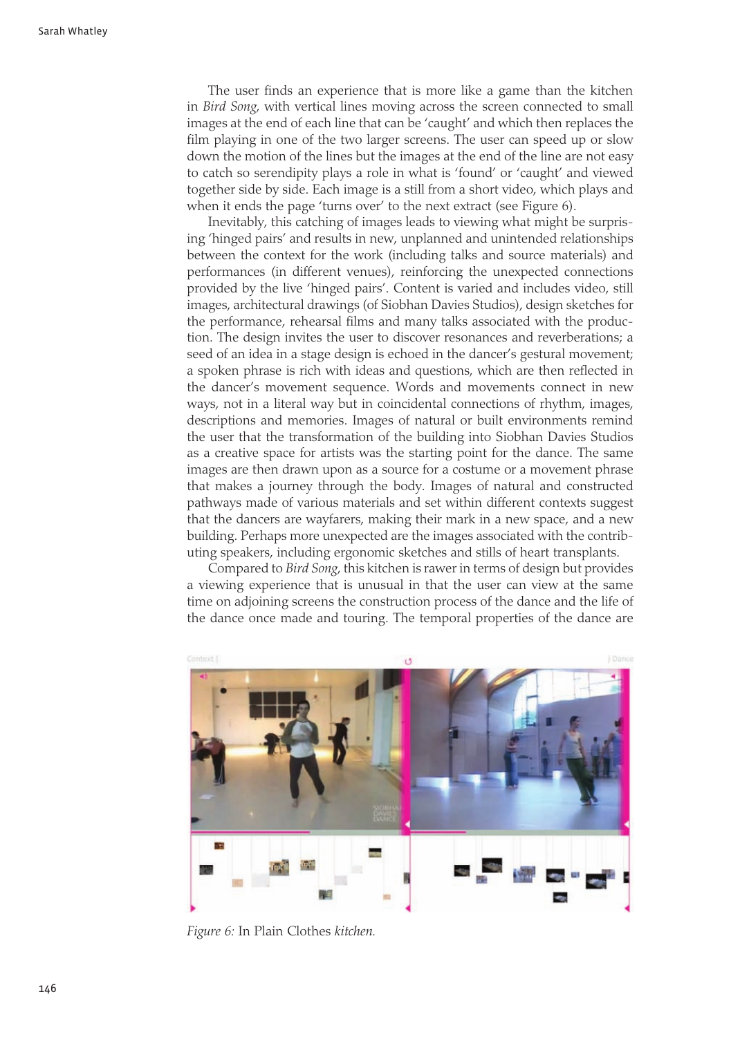The user finds an experience that is more like a game than the kitchen in *Bird Song*, with vertical lines moving across the screen connected to small images at the end of each line that can be 'caught' and which then replaces the film playing in one of the two larger screens. The user can speed up or slow down the motion of the lines but the images at the end of the line are not easy to catch so serendipity plays a role in what is 'found' or 'caught' and viewed together side by side. Each image is a still from a short video, which plays and when it ends the page 'turns over' to the next extract (see Figure 6).

Inevitably, this catching of images leads to viewing what might be surprising 'hinged pairs' and results in new, unplanned and unintended relationships between the context for the work (including talks and source materials) and performances (in different venues), reinforcing the unexpected connections provided by the live 'hinged pairs'. Content is varied and includes video, still images, architectural drawings (of Siobhan Davies Studios), design sketches for the performance, rehearsal films and many talks associated with the production. The design invites the user to discover resonances and reverberations; a seed of an idea in a stage design is echoed in the dancer's gestural movement; a spoken phrase is rich with ideas and questions, which are then reflected in the dancer's movement sequence. Words and movements connect in new ways, not in a literal way but in coincidental connections of rhythm, images, descriptions and memories. Images of natural or built environments remind the user that the transformation of the building into Siobhan Davies Studios as a creative space for artists was the starting point for the dance. The same images are then drawn upon as a source for a costume or a movement phrase that makes a journey through the body. Images of natural and constructed pathways made of various materials and set within different contexts suggest that the dancers are wayfarers, making their mark in a new space, and a new building. Perhaps more unexpected are the images associated with the contributing speakers, including ergonomic sketches and stills of heart transplants.

Compared to *Bird Song*, this kitchen is rawer in terms of design but provides a viewing experience that is unusual in that the user can view at the same time on adjoining screens the construction process of the dance and the life of the dance once made and touring. The temporal properties of the dance are

*Figure 6:* In Plain Clothes *kitchen.*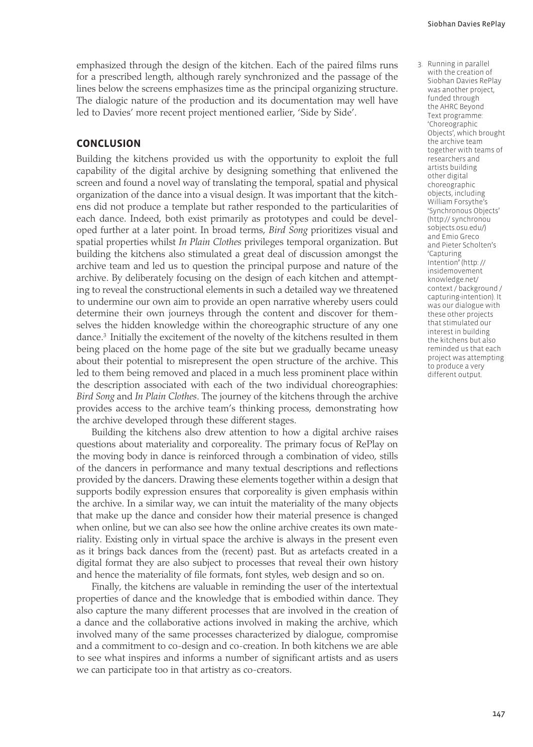emphasized through the design of the kitchen. Each of the paired films runs for a prescribed length, although rarely synchronized and the passage of the lines below the screens emphasizes time as the principal organizing structure. The dialogic nature of the production and its documentation may well have led to Davies' more recent project mentioned earlier, 'Side by Side'.

## CONCLUSION

Building the kitchens provided us with the opportunity to exploit the full capability of the digital archive by designing something that enlivened the screen and found a novel way of translating the temporal, spatial and physical organization of the dance into a visual design. It was important that the kitchens did not produce a template but rather responded to the particularities of each dance. Indeed, both exist primarily as prototypes and could be developed further at a later point. In broad terms, *Bird Song* prioritizes visual and spatial properties whilst *In Plain Clothes* privileges temporal organization. But building the kitchens also stimulated a great deal of discussion amongst the archive team and led us to question the principal purpose and nature of the archive. By deliberately focusing on the design of each kitchen and attempting to reveal the constructional elements in such a detailed way we threatened to undermine our own aim to provide an open narrative whereby users could determine their own journeys through the content and discover for themselves the hidden knowledge within the choreographic structure of any one dance.[3] Initially the excitement of the novelty of the kitchens resulted in them being placed on the home page of the site but we gradually became uneasy about their potential to misrepresent the open structure of the archive. This led to them being removed and placed in a much less prominent place within the description associated with each of the two individual choreographies: *Bird Song* and *In Plain Clothes*. The journey of the kitchens through the archive provides access to the archive team's thinking process, demonstrating how the archive developed through these different stages.

Building the kitchens also drew attention to how a digital archive raises questions about materiality and corporeality. The primary focus of RePlay on the moving body in dance is reinforced through a combination of video, stills of the dancers in performance and many textual descriptions and reflections provided by the dancers. Drawing these elements together within a design that supports bodily expression ensures that corporeality is given emphasis within the archive. In a similar way, we can intuit the materiality of the many objects that make up the dance and consider how their material presence is changed when online, but we can also see how the online archive creates its own materiality. Existing only in virtual space the archive is always in the present even as it brings back dances from the (recent) past. But as artefacts created in a digital format they are also subject to processes that reveal their own history and hence the materiality of file formats, font styles, web design and so on.

Finally, the kitchens are valuable in reminding the user of the intertextual properties of dance and the knowledge that is embodied within dance. They also capture the many different processes that are involved in the creation of a dance and the collaborative actions involved in making the archive, which involved many of the same processes characterized by dialogue, compromise and a commitment to co-design and co-creation. In both kitchens we are able to see what inspires and informs a number of significant artists and as users we can participate too in that artistry as co-creators.

3. Running in parallel with the creation of Siobhan Davies RePlay was another project, funded through the AHRC Beyond Text programme: 'Choreographic Objects', which brought the archive team together with teams of researchers and artists building other digital choreographic objects, including William Forsythe's 'Synchronous Objects' (http://synchronousobjects.osu.edu/) and Emio Greco and Pieter Scholten's 'Capturing Intention' (http://insidemovementknowledge.net/context/background/capturing-intention). It was our dialogue with these other projects that stimulated our interest in building the kitchens but also reminded us that each project was attempting to produce a very different output.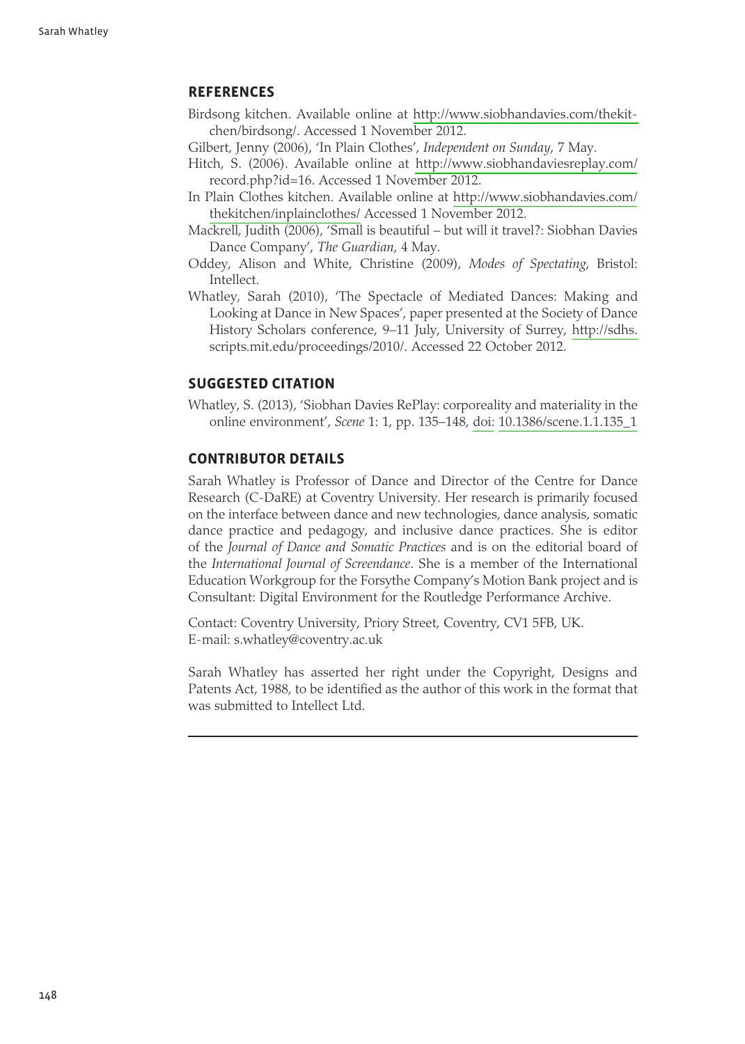## REFERENCES

Birdsong kitchen. Available online at http://www.siobhandavies.com/thekitchen/birdsong/. Accessed 1 November 2012.

Gilbert, Jenny (2006), 'In Plain Clothes', *Independent on Sunday*, 7 May.

Hitch, S. (2006). Available online at http://www.siobhandaviesreplay.com/record.php?id=16. Accessed 1 November 2012.

In Plain Clothes kitchen. Available online at http://www.siobhandavies.com/thekitchen/inplainclothes/ Accessed 1 November 2012.

Mackrell, Judith (2006), 'Small is beautiful – but will it travel?: Siobhan Davies Dance Company', *The Guardian*, 4 May.

Oddey, Alison and White, Christine (2009), *Modes of Spectating*, Bristol: Intellect.

Whatley, Sarah (2010), 'The Spectacle of Mediated Dances: Making and Looking at Dance in New Spaces', paper presented at the Society of Dance History Scholars conference, 9–11 July, University of Surrey, http://sdhs.scripts.mit.edu/proceedings/2010/. Accessed 22 October 2012.

## SUGGESTED CITATION

Whatley, S. (2013), 'Siobhan Davies RePlay: corporeality and materiality in the online environment', *Scene* 1: 1, pp. 135–148, doi: 10.1386/scene.1.1.135_1

## CONTRIBUTOR DETAILS

Sarah Whatley is Professor of Dance and Director of the Centre for Dance Research (C-DaRE) at Coventry University. Her research is primarily focused on the interface between dance and new technologies, dance analysis, somatic dance practice and pedagogy, and inclusive dance practices. She is editor of the *Journal of Dance and Somatic Practices* and is on the editorial board of the *International Journal of Screendance*. She is a member of the International Education Workgroup for the Forsythe Company's Motion Bank project and is Consultant: Digital Environment for the Routledge Performance Archive.

Contact: Coventry University, Priory Street, Coventry, CV1 5FB, UK.
E-mail: s.whatley@coventry.ac.uk

Sarah Whatley has asserted her right under the Copyright, Designs and Patents Act, 1988, to be identified as the author of this work in the format that was submitted to Intellect Ltd.